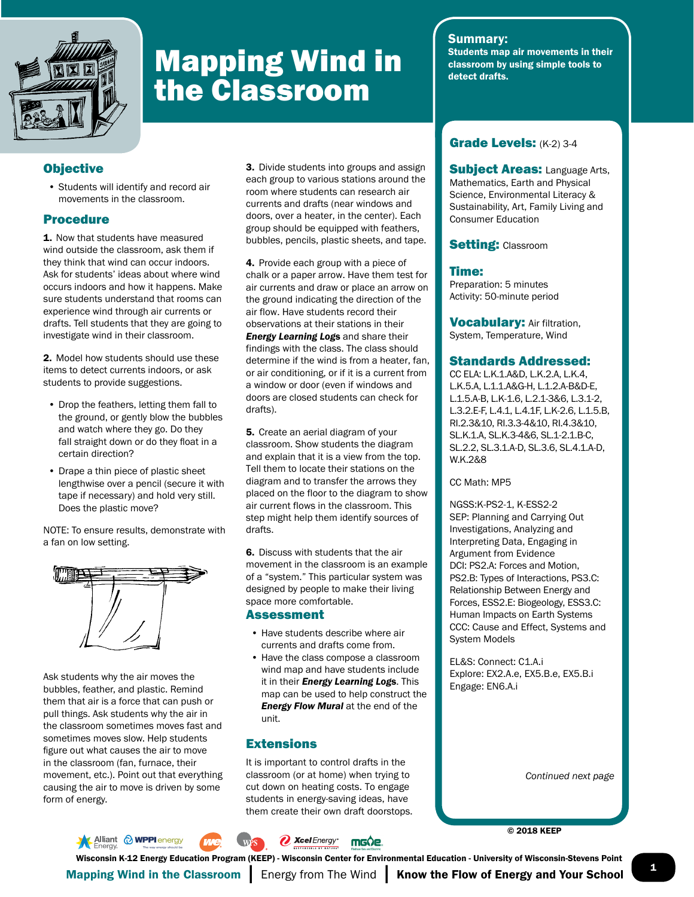# Mapping Wind in the Classroom

**Summary:**
**Students map air movements in their classroom by using simple tools to detect drafts.**

## Objective

- Students will identify and record air movements in the classroom.

## Procedure

**1.** Now that students have measured wind outside the classroom, ask them if they think that wind can occur indoors. Ask for students' ideas about where wind occurs indoors and how it happens. Make sure students understand that rooms can experience wind through air currents or drafts. Tell students that they are going to investigate wind in their classroom.

**2.** Model how students should use these items to detect currents indoors, or ask students to provide suggestions.

- Drop the feathers, letting them fall to the ground, or gently blow the bubbles and watch where they go. Do they fall straight down or do they float in a certain direction?
- Drape a thin piece of plastic sheet lengthwise over a pencil (secure it with tape if necessary) and hold very still. Does the plastic move?

NOTE: To ensure results, demonstrate with a fan on low setting.

Ask students why the air moves the bubbles, feather, and plastic. Remind them that air is a force that can push or pull things. Ask students why the air in the classroom sometimes moves fast and sometimes moves slow. Help students figure out what causes the air to move in the classroom (fan, furnace, their movement, etc.). Point out that everything causing the air to move is driven by some form of energy.

**3.** Divide students into groups and assign each group to various stations around the room where students can research air currents and drafts (near windows and doors, over a heater, in the center). Each group should be equipped with feathers, bubbles, pencils, plastic sheets, and tape.

**4.** Provide each group with a piece of chalk or a paper arrow. Have them test for air currents and draw or place an arrow on the ground indicating the direction of the air flow. Have students record their observations at their stations in their ***Energy Learning Logs*** and share their findings with the class. The class should determine if the wind is from a heater, fan, or air conditioning, or if it is a current from a window or door (even if windows and doors are closed students can check for drafts).

**5.** Create an aerial diagram of your classroom. Show students the diagram and explain that it is a view from the top. Tell them to locate their stations on the diagram and to transfer the arrows they placed on the floor to the diagram to show air current flows in the classroom. This step might help them identify sources of drafts.

**6.** Discuss with students that the air movement in the classroom is an example of a "system." This particular system was designed by people to make their living space more comfortable.

## Assessment

- Have students describe where air currents and drafts come from.
- Have the class compose a classroom wind map and have students include it in their ***Energy Learning Logs***. This map can be used to help construct the ***Energy Flow Mural*** at the end of the unit.

## Extensions

It is important to control drafts in the classroom (or at home) when trying to cut down on heating costs. To engage students in energy-saving ideas, have them create their own draft doorstops.

**Grade Levels:** (K-2) 3-4

**Subject Areas:** Language Arts, Mathematics, Earth and Physical Science, Environmental Literacy & Sustainability, Art, Family Living and Consumer Education

**Setting:** Classroom

**Time:**
Preparation: 5 minutes
Activity: 50-minute period

**Vocabulary:** Air filtration, System, Temperature, Wind

**Standards Addressed:**
CC ELA: L.K.1.A&D, L.K.2.A, L.K.4, L.K.5.A, L.1.1.A&G-H, L.1.2.A-B&D-E, L.1.5.A-B, L.K-1.6, L.2.1-3&6, L.3.1-2, L.3.2.E-F, L.4.1, L.4.1F, L.K-2.6, L.1.5.B, RI.2.3&10, RI.3.3-4&10, RI.4.3&10, SL.K.1.A, SL.K.3-4&6, SL.1-2.1.B-C, SL.2.2, SL.3.1.A-D, SL.3.6, SL.4.1.A-D, W.K.2&8

CC Math: MP5

NGSS:K-PS2-1, K-ESS2-2
SEP: Planning and Carrying Out Investigations, Analyzing and Interpreting Data, Engaging in Argument from Evidence
DCI: PS2.A: Forces and Motion, PS2.B: Types of Interactions, PS3.C: Relationship Between Energy and Forces, ESS2.E: Biogeology, ESS3.C: Human Impacts on Earth Systems
CCC: Cause and Effect, Systems and System Models

EL&S: Connect: C1.A.i
Explore: EX2.A.e, EX5.B.e, EX5.B.i
Engage: EN6.A.i

*Continued next page*

© 2018 KEEP

Wisconsin K-12 Energy Education Program (KEEP) - Wisconsin Center for Environmental Education - University of Wisconsin-Stevens Point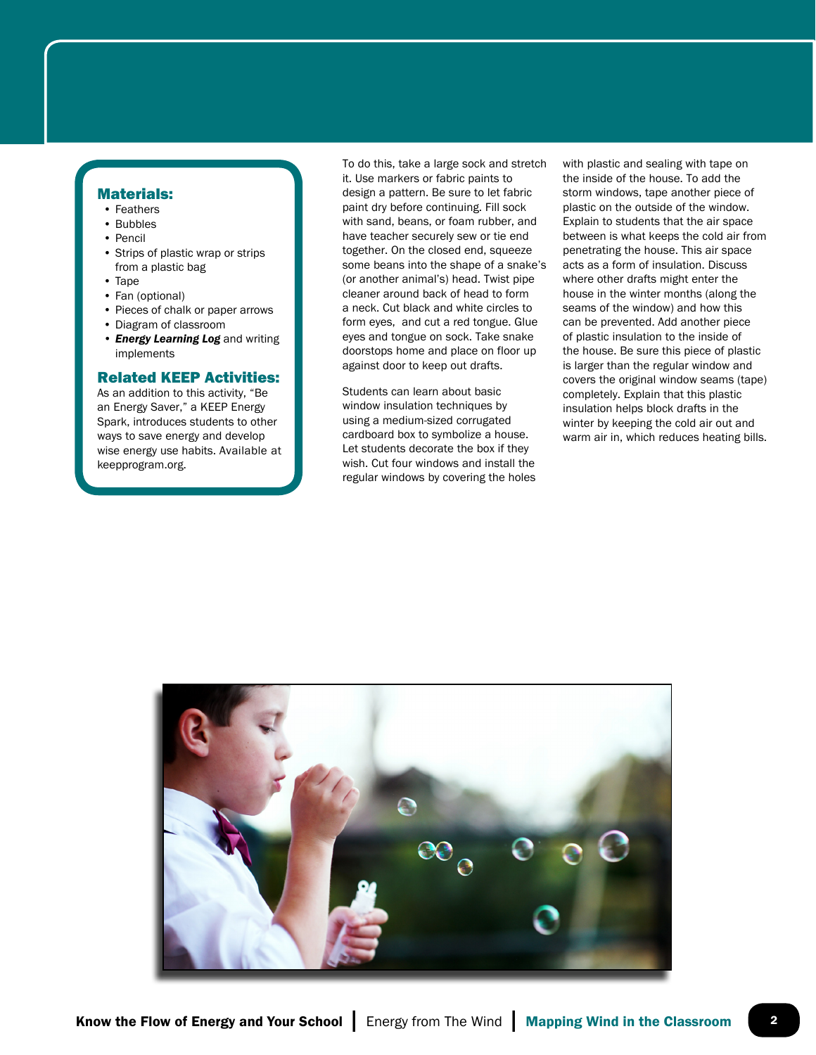## Materials:

- Feathers
- Bubbles
- Pencil
- Strips of plastic wrap or strips from a plastic bag
- Tape
- Fan (optional)
- Pieces of chalk or paper arrows
- Diagram of classroom
- ***Energy Learning Log*** and writing implements

## Related KEEP Activities:

As an addition to this activity, "Be an Energy Saver," a KEEP Energy Spark, introduces students to other ways to save energy and develop wise energy use habits. Available at keepprogram.org.

To do this, take a large sock and stretch it. Use markers or fabric paints to design a pattern. Be sure to let fabric paint dry before continuing. Fill sock with sand, beans, or foam rubber, and have teacher securely sew or tie end together. On the closed end, squeeze some beans into the shape of a snake's (or another animal's) head. Twist pipe cleaner around back of head to form a neck. Cut black and white circles to form eyes, and cut a red tongue. Glue eyes and tongue on sock. Take snake doorstops home and place on floor up against door to keep out drafts.

Students can learn about basic window insulation techniques by using a medium-sized corrugated cardboard box to symbolize a house. Let students decorate the box if they wish. Cut four windows and install the regular windows by covering the holes with plastic and sealing with tape on the inside of the house. To add the storm windows, tape another piece of plastic on the outside of the window. Explain to students that the air space between is what keeps the cold air from penetrating the house. This air space acts as a form of insulation. Discuss where other drafts might enter the house in the winter months (along the seams of the window) and how this can be prevented. Add another piece of plastic insulation to the inside of the house. Be sure this piece of plastic is larger than the regular window and covers the original window seams (tape) completely. Explain that this plastic insulation helps block drafts in the winter by keeping the cold air out and warm air in, which reduces heating bills.